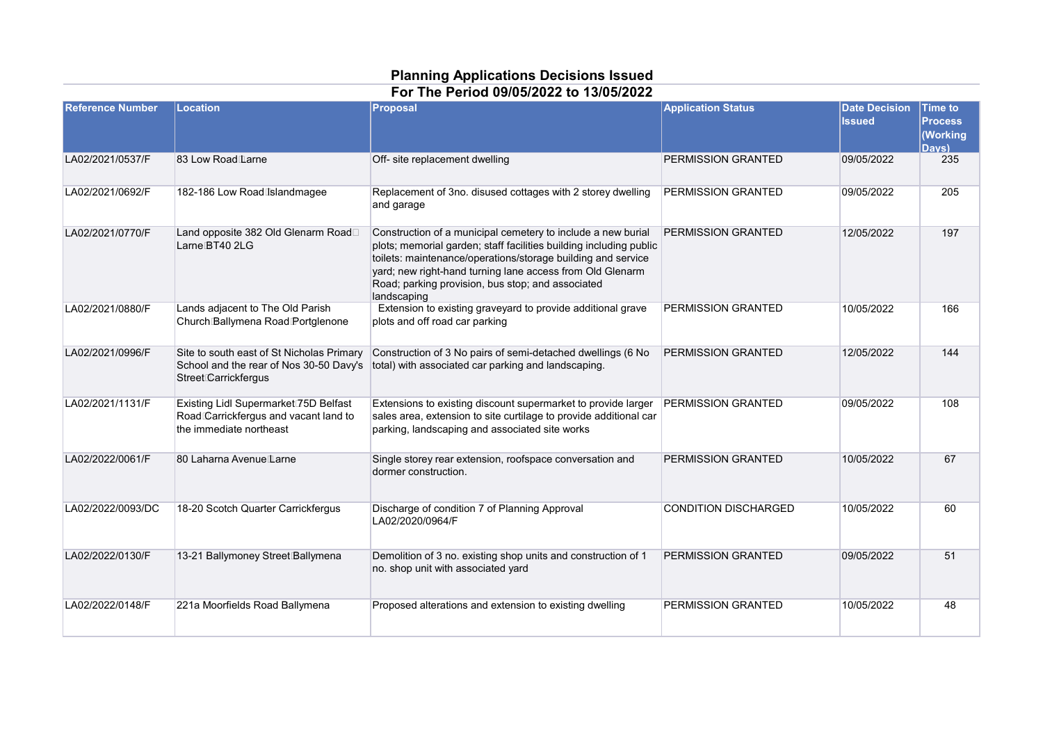# Planning Applications Decisions Issued

## For The Period 09/05/2022 to 13/05/2022

| Reference Number | Location | Proposal | Application Status | Date Decision Issued | Time to Process (Working Days) |
|---|---|---|---|---|---|
| LA02/2021/0537/F | 83 Low Road Larne | Off- site replacement dwelling | PERMISSION GRANTED | 09/05/2022 | 235 |
| LA02/2021/0692/F | 182-186 Low Road Islandmagee | Replacement of 3no. disused cottages with 2 storey dwelling and garage | PERMISSION GRANTED | 09/05/2022 | 205 |
| LA02/2021/0770/F | Land opposite 382 Old Glenarm Road Larne BT40 2LG | Construction of a municipal cemetery to include a new burial plots; memorial garden; staff facilities building including public toilets: maintenance/operations/storage building and service yard; new right-hand turning lane access from Old Glenarm Road; parking provision, bus stop; and associated landscaping | PERMISSION GRANTED | 12/05/2022 | 197 |
| LA02/2021/0880/F | Lands adjacent to The Old Parish Church Ballymena Road Portglenone | Extension to existing graveyard to provide additional grave plots and off road car parking | PERMISSION GRANTED | 10/05/2022 | 166 |
| LA02/2021/0996/F | Site to south east of St Nicholas Primary School and the rear of Nos 30-50 Davy's Street Carrickfergus | Construction of 3 No pairs of semi-detached dwellings (6 No total) with associated car parking and landscaping. | PERMISSION GRANTED | 12/05/2022 | 144 |
| LA02/2021/1131/F | Existing Lidl Supermarket 75D Belfast Road Carrickfergus and vacant land to the immediate northeast | Extensions to existing discount supermarket to provide larger sales area, extension to site curtilage to provide additional car parking, landscaping and associated site works | PERMISSION GRANTED | 09/05/2022 | 108 |
| LA02/2022/0061/F | 80 Laharna Avenue Larne | Single storey rear extension, roofspace conversation and dormer construction. | PERMISSION GRANTED | 10/05/2022 | 67 |
| LA02/2022/0093/DC | 18-20 Scotch Quarter Carrickfergus | Discharge of condition 7 of Planning Approval LA02/2020/0964/F | CONDITION DISCHARGED | 10/05/2022 | 60 |
| LA02/2022/0130/F | 13-21 Ballymoney Street Ballymena | Demolition of 3 no. existing shop units and construction of 1 no. shop unit with associated yard | PERMISSION GRANTED | 09/05/2022 | 51 |
| LA02/2022/0148/F | 221a Moorfields Road Ballymena | Proposed alterations and extension to existing dwelling | PERMISSION GRANTED | 10/05/2022 | 48 |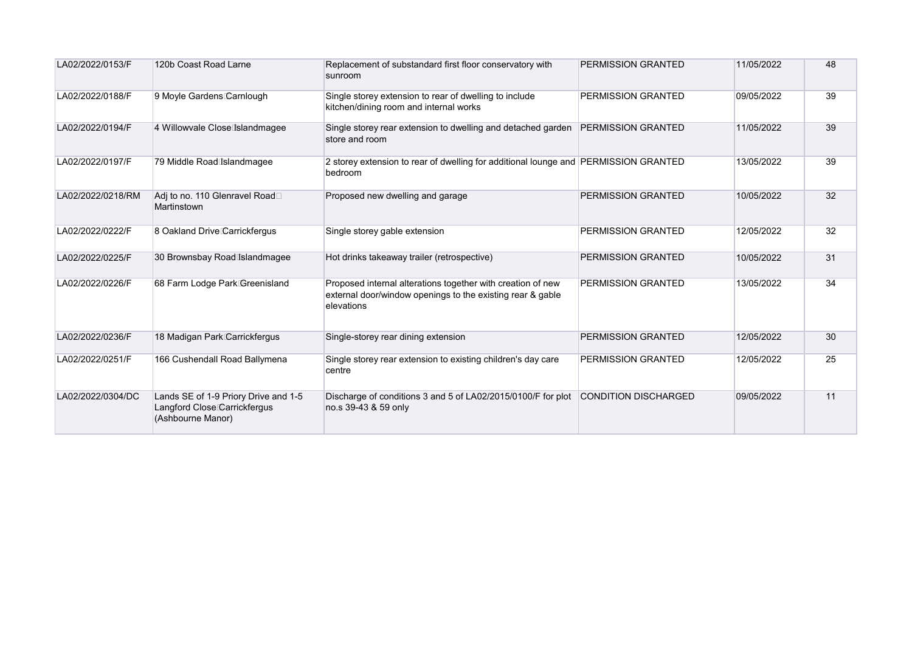| | | | | | |
|---|---|---|---|---|---|
| LA02/2022/0153/F | 120b Coast Road Larne | Replacement of substandard first floor conservatory with sunroom | PERMISSION GRANTED | 11/05/2022 | 48 |
| LA02/2022/0188/F | 9 Moyle Gardens Carnlough | Single storey extension to rear of dwelling to include kitchen/dining room and internal works | PERMISSION GRANTED | 09/05/2022 | 39 |
| LA02/2022/0194/F | 4 Willowvale Close Islandmagee | Single storey rear extension to dwelling and detached garden store and room | PERMISSION GRANTED | 11/05/2022 | 39 |
| LA02/2022/0197/F | 79 Middle Road Islandmagee | 2 storey extension to rear of dwelling for additional lounge and bedroom | PERMISSION GRANTED | 13/05/2022 | 39 |
| LA02/2022/0218/RM | Adj to no. 110 Glenravel Road Martinstown | Proposed new dwelling and garage | PERMISSION GRANTED | 10/05/2022 | 32 |
| LA02/2022/0222/F | 8 Oakland Drive Carrickfergus | Single storey gable extension | PERMISSION GRANTED | 12/05/2022 | 32 |
| LA02/2022/0225/F | 30 Brownsbay Road Islandmagee | Hot drinks takeaway trailer (retrospective) | PERMISSION GRANTED | 10/05/2022 | 31 |
| LA02/2022/0226/F | 68 Farm Lodge Park Greenisland | Proposed internal alterations together with creation of new external door/window openings to the existing rear & gable elevations | PERMISSION GRANTED | 13/05/2022 | 34 |
| LA02/2022/0236/F | 18 Madigan Park Carrickfergus | Single-storey rear dining extension | PERMISSION GRANTED | 12/05/2022 | 30 |
| LA02/2022/0251/F | 166 Cushendall Road Ballymena | Single storey rear extension to existing children's day care centre | PERMISSION GRANTED | 12/05/2022 | 25 |
| LA02/2022/0304/DC | Lands SE of 1-9 Priory Drive and 1-5 Langford Close Carrickfergus (Ashbourne Manor) | Discharge of conditions 3 and 5 of LA02/2015/0100/F for plot no.s 39-43 & 59 only | CONDITION DISCHARGED | 09/05/2022 | 11 |